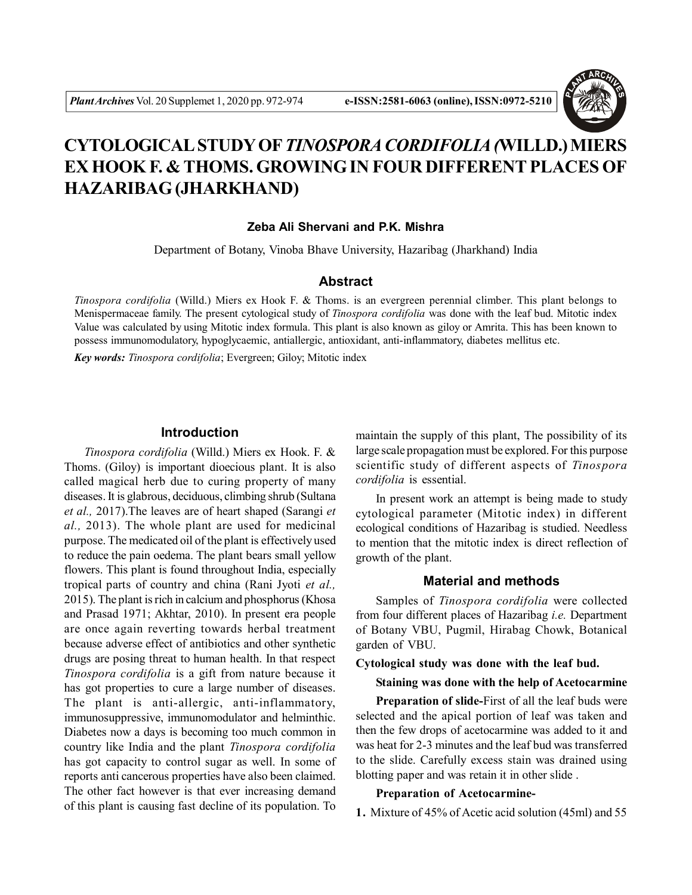# CYTOLOGICAL STUDY OF *TINOSPORA CORDIFOLIA* (WILLD.) MIERS EX HOOK F. & THOMS. GROWING IN FOUR DIFFERENT PLACES OF HAZARIBAG (JHARKHAND)

**Zeba Ali Shervani and P.K. Mishra**

Department of Botany, Vinoba Bhave University, Hazaribag (Jharkhand) India

## Abstract

*Tinospora cordifolia* (Willd.) Miers ex Hook F. & Thoms. is an evergreen perennial climber. This plant belongs to Menispermaceae family. The present cytological study of *Tinospora cordifolia* was done with the leaf bud. Mitotic index Value was calculated by using Mitotic index formula. This plant is also known as giloy or Amrita. This has been known to possess immunomodulatory, hypoglycaemic, antiallergic, antioxidant, anti-inflammatory, diabetes mellitus etc.

***Key words:*** *Tinospora cordifolia*; Evergreen; Giloy; Mitotic index

## Introduction

*Tinospora cordifolia* (Willd.) Miers ex Hook. F. & Thoms. (Giloy) is important dioecious plant. It is also called magical herb due to curing property of many diseases. It is glabrous, deciduous, climbing shrub (Sultana *et al.,* 2017).The leaves are of heart shaped (Sarangi *et al.,* 2013). The whole plant are used for medicinal purpose. The medicated oil of the plant is effectively used to reduce the pain oedema. The plant bears small yellow flowers. This plant is found throughout India, especially tropical parts of country and china (Rani Jyoti *et al.,* 2015). The plant is rich in calcium and phosphorus (Khosa and Prasad 1971; Akhtar, 2010). In present era people are once again reverting towards herbal treatment because adverse effect of antibiotics and other synthetic drugs are posing threat to human health. In that respect *Tinospora cordifolia* is a gift from nature because it has got properties to cure a large number of diseases. The plant is anti-allergic, anti-inflammatory, immunosuppressive, immunomodulator and helminthic. Diabetes now a days is becoming too much common in country like India and the plant *Tinospora cordifolia* has got capacity to control sugar as well. In some of reports anti cancerous properties have also been claimed. The other fact however is that ever increasing demand of this plant is causing fast decline of its population. To maintain the supply of this plant, The possibility of its large scale propagation must be explored. For this purpose scientific study of different aspects of *Tinospora cordifolia* is essential.

In present work an attempt is being made to study cytological parameter (Mitotic index) in different ecological conditions of Hazaribag is studied. Needless to mention that the mitotic index is direct reflection of growth of the plant.

## Material and methods

Samples of *Tinospora cordifolia* were collected from four different places of Hazaribag *i.e.* Department of Botany VBU, Pugmil, Hirabag Chowk, Botanical garden of VBU.

**Cytological study was done with the leaf bud.**

**Staining was done with the help of Acetocarmine**

**Preparation of slide-**First of all the leaf buds were selected and the apical portion of leaf was taken and then the few drops of acetocarmine was added to it and was heat for 2-3 minutes and the leaf bud was transferred to the slide. Carefully excess stain was drained using blotting paper and was retain it in other slide .

**Preparation of Acetocarmine-**

1. Mixture of 45% of Acetic acid solution (45ml) and 55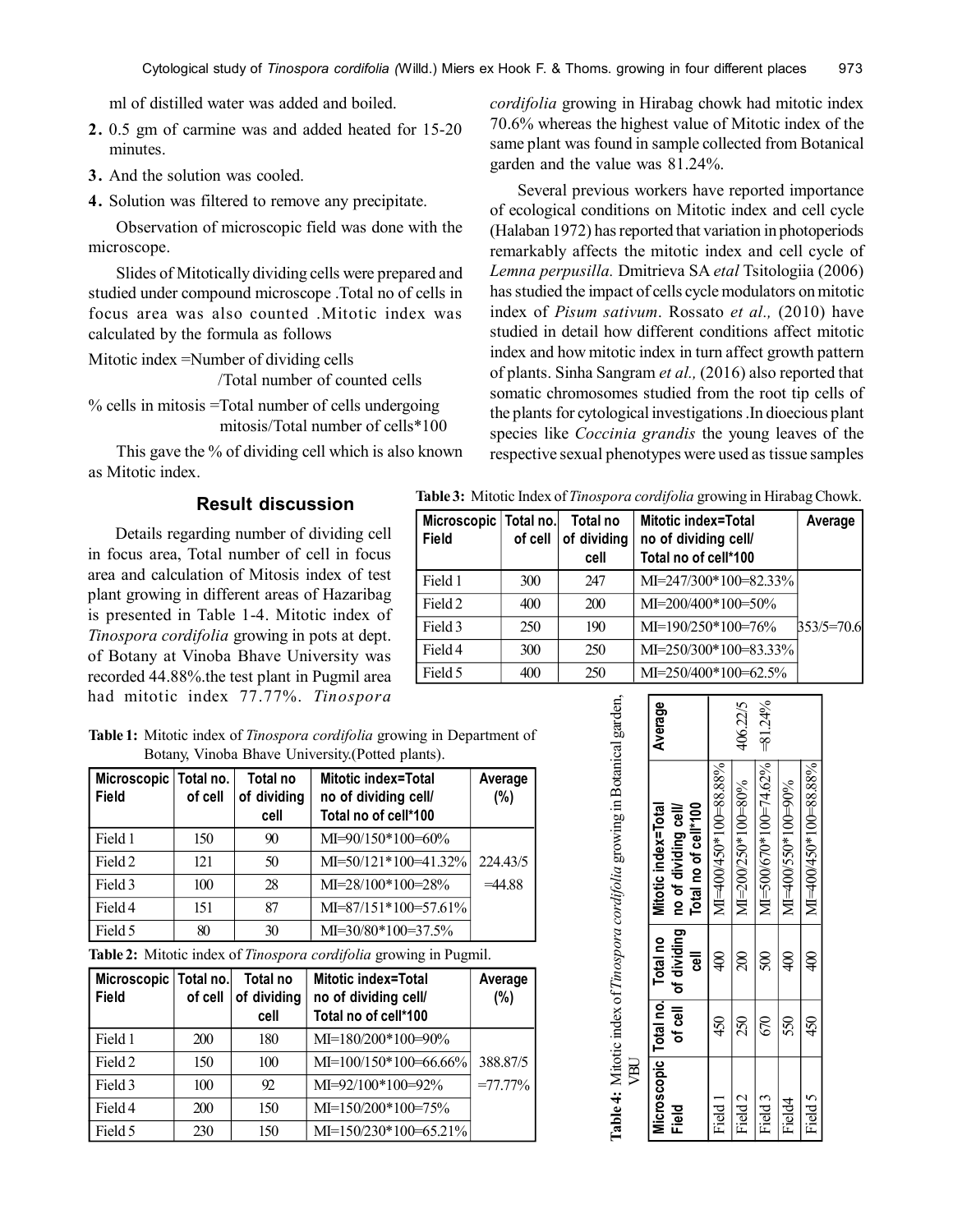ml of distilled water was added and boiled.

2. 0.5 gm of carmine was and added heated for 15-20 minutes.
3. And the solution was cooled.
4. Solution was filtered to remove any precipitate.

Observation of microscopic field was done with the microscope.

Slides of Mitotically dividing cells were prepared and studied under compound microscope .Total no of cells in focus area was also counted .Mitotic index was calculated by the formula as follows

Mitotic index =Number of dividing cells /Total number of counted cells

% cells in mitosis =Total number of cells undergoing mitosis/Total number of cells*100

This gave the % of dividing cell which is also known as Mitotic index.

## Result discussion

Details regarding number of dividing cell in focus area, Total number of cell in focus area and calculation of Mitosis index of test plant growing in different areas of Hazaribag is presented in Table 1-4. Mitotic index of *Tinospora cordifolia* growing in pots at dept. of Botany at Vinoba Bhave University was recorded 44.88%.the test plant in Pugmil area had mitotic index 77.77%. *Tinospora cordifolia* growing in Hirabag chowk had mitotic index 70.6% whereas the highest value of Mitotic index of the same plant was found in sample collected from Botanical garden and the value was 81.24%.

Several previous workers have reported importance of ecological conditions on Mitotic index and cell cycle (Halaban 1972) has reported that variation in photoperiods remarkably affects the mitotic index and cell cycle of *Lemna perpusilla.* Dmitrieva SA *etal* Tsitologiia (2006) has studied the impact of cells cycle modulators on mitotic index of *Pisum sativum*. Rossato *et al.,* (2010) have studied in detail how different conditions affect mitotic index and how mitotic index in turn affect growth pattern of plants. Sinha Sangram *et al.,* (2016) also reported that somatic chromosomes studied from the root tip cells of the plants for cytological investigations .In dioecious plant species like *Coccinia grandis* the young leaves of the respective sexual phenotypes were used as tissue samples

**Table 1:** Mitotic index of *Tinospora cordifolia* growing in Department of Botany, Vinoba Bhave University.(Potted plants).

| Microscopic Field | Total no. of cell | Total no of dividing cell | Mitotic index=Total no of dividing cell/ Total no of cell*100 | Average (%) |
|---|---|---|---|---|
| Field 1 | 150 | 90 | MI=90/150*100=60% | |
| Field 2 | 121 | 50 | MI=50/121*100=41.32% | 224.43/5 |
| Field 3 | 100 | 28 | MI=28/100*100=28% | =44.88 |
| Field 4 | 151 | 87 | MI=87/151*100=57.61% | |
| Field 5 | 80 | 30 | MI=30/80*100=37.5% | |

**Table 2:** Mitotic index of *Tinospora cordifolia* growing in Pugmil.

| Microscopic Field | Total no. of cell | Total no of dividing cell | Mitotic index=Total no of dividing cell/ Total no of cell*100 | Average (%) |
|---|---|---|---|---|
| Field 1 | 200 | 180 | MI=180/200*100=90% | |
| Field 2 | 150 | 100 | MI=100/150*100=66.66% | 388.87/5 |
| Field 3 | 100 | 92 | MI=92/100*100=92% | =77.77% |
| Field 4 | 200 | 150 | MI=150/200*100=75% | |
| Field 5 | 230 | 150 | MI=150/230*100=65.21% | |

**Table 3:** Mitotic Index of *Tinospora cordifolia* growing in Hirabag Chowk.

| Microscopic Field | Total no. of cell | Total no of dividing cell | Mitotic index=Total no of dividing cell/ Total no of cell*100 | Average |
|---|---|---|---|---|
| Field 1 | 300 | 247 | MI=247/300*100=82.33% | |
| Field 2 | 400 | 200 | MI=200/400*100=50% | |
| Field 3 | 250 | 190 | MI=190/250*100=76% | 353/5=70.6 |
| Field 4 | 300 | 250 | MI=250/300*100=83.33% | |
| Field 5 | 400 | 250 | MI=250/400*100=62.5% | |

**Table 4:** Mitotic index of *Tinospora cordifolia* growing in Botanical garden, VBU

| Microscopic Field | Total no. of cell | Total no of dividing cell | Mitotic index=Total no of dividing cell/ Total no of cell*100 | Average |
|---|---|---|---|---|
| Field 1 | 450 | 400 | MI=400/450*100=88.88% | |
| Field 2 | 250 | 200 | MI=200/250*100=80% | 406.22/5 |
| Field 3 | 670 | 500 | MI=500/670*100=74.62% | =81.24% |
| Field4 | 550 | 400 | MI=400/550*100=90% | |
| Field 5 | 450 | 400 | MI=400/450*100=88.88% | |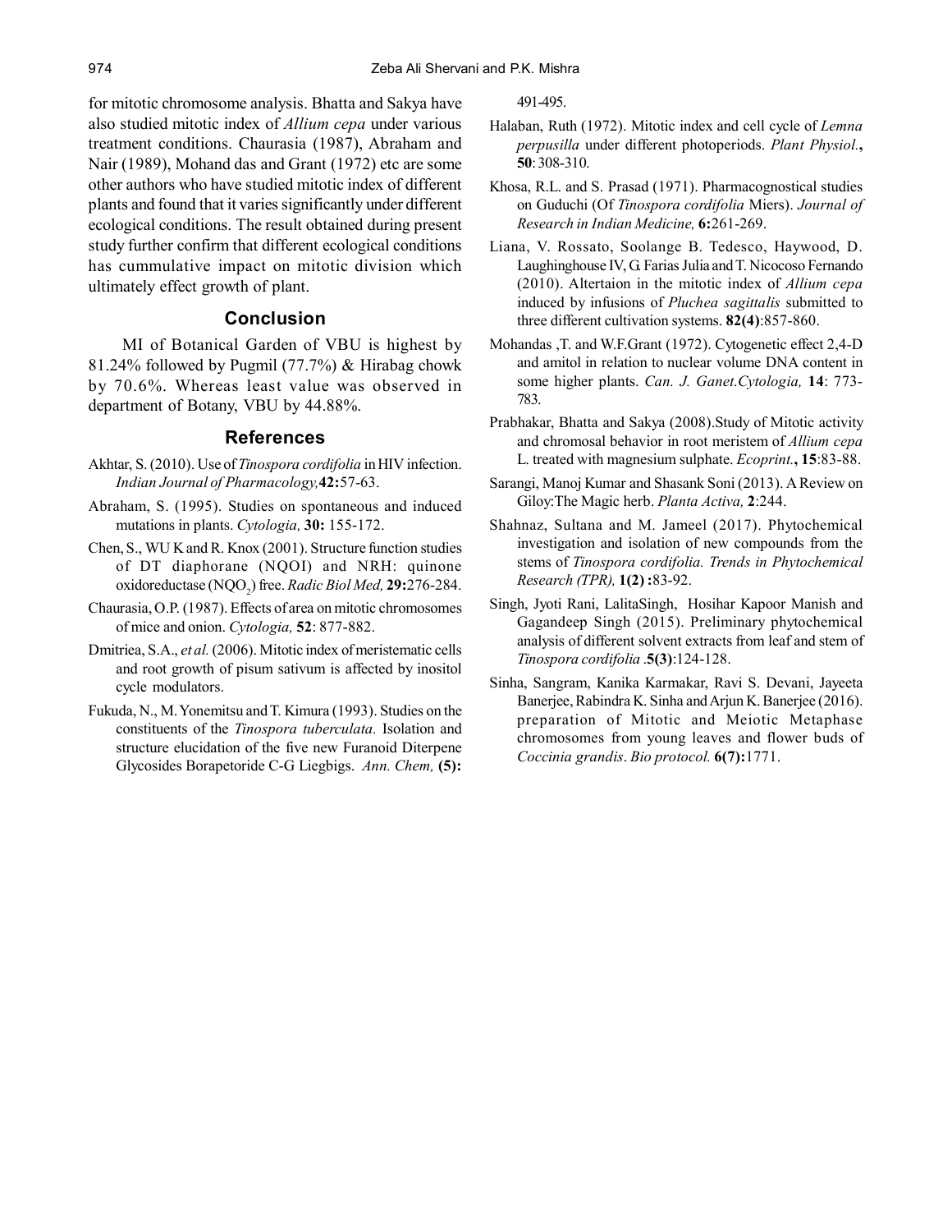for mitotic chromosome analysis. Bhatta and Sakya have also studied mitotic index of *Allium cepa* under various treatment conditions. Chaurasia (1987), Abraham and Nair (1989), Mohand das and Grant (1972) etc are some other authors who have studied mitotic index of different plants and found that it varies significantly under different ecological conditions. The result obtained during present study further confirm that different ecological conditions has cummulative impact on mitotic division which ultimately effect growth of plant.

## Conclusion

MI of Botanical Garden of VBU is highest by 81.24% followed by Pugmil (77.7%) & Hirabag chowk by 70.6%. Whereas least value was observed in department of Botany, VBU by 44.88%.

## References

Akhtar, S. (2010). Use of *Tinospora cordifolia* in HIV infection. *Indian Journal of Pharmacology,* **42:**57-63.

Abraham, S. (1995). Studies on spontaneous and induced mutations in plants. *Cytologia,* **30:** 155-172.

Chen, S., WU K and R. Knox (2001). Structure function studies of DT diaphorane (NQOI) and NRH: quinone oxidoreductase ($NQO_2$) free. *Radic Biol Med,* **29:**276-284.

Chaurasia, O.P. (1987). Effects of area on mitotic chromosomes of mice and onion. *Cytologia,* **52**: 877-882.

Dmitriea, S.A., *et al.* (2006). Mitotic index of meristematic cells and root growth of pisum sativum is affected by inositol cycle modulators.

Fukuda, N., M. Yonemitsu and T. Kimura (1993). Studies on the constituents of the *Tinospora tuberculata.* Isolation and structure elucidation of the five new Furanoid Diterpene Glycosides Borapetoride C-G Liegbigs. *Ann. Chem,* **(5):** 491-495.

Halaban, Ruth (1972). Mitotic index and cell cycle of *Lemna perpusilla* under different photoperiods. *Plant Physiol.***,** **50**: 308-310.

Khosa, R.L. and S. Prasad (1971). Pharmacognostical studies on Guduchi (Of *Tinospora cordifolia* Miers). *Journal of Research in Indian Medicine,* **6:**261-269.

Liana, V. Rossato, Soolange B. Tedesco, Haywood, D. Laughinghouse IV, G. Farias Julia and T. Nicocoso Fernando (2010). Altertaion in the mitotic index of *Allium cepa* induced by infusions of *Pluchea sagittalis* submitted to three different cultivation systems. **82(4)**:857-860.

Mohandas ,T. and W.F.Grant (1972). Cytogenetic effect 2,4-D and amitol in relation to nuclear volume DNA content in some higher plants. *Can. J. Ganet.Cytologia,* **14**: 773-783.

Prabhakar, Bhatta and Sakya (2008).Study of Mitotic activity and chromosal behavior in root meristem of *Allium cepa* L. treated with magnesium sulphate. *Ecoprint.***,** **15**:83-88.

Sarangi, Manoj Kumar and Shasank Soni (2013). A Review on Giloy:The Magic herb. *Planta Activa,* **2**:244.

Shahnaz, Sultana and M. Jameel (2017). Phytochemical investigation and isolation of new compounds from the stems of *Tinospora cordifolia. Trends in Phytochemical Research (TPR),* **1(2) :**83-92.

Singh, Jyoti Rani, LalitaSingh, Hosihar Kapoor Manish and Gagandeep Singh (2015). Preliminary phytochemical analysis of different solvent extracts from leaf and stem of *Tinospora cordifolia* .**5(3)**:124-128.

Sinha, Sangram, Kanika Karmakar, Ravi S. Devani, Jayeeta Banerjee, Rabindra K. Sinha and Arjun K. Banerjee (2016). preparation of Mitotic and Meiotic Metaphase chromosomes from young leaves and flower buds of *Coccinia grandis*. *Bio protocol.* **6(7):**1771.